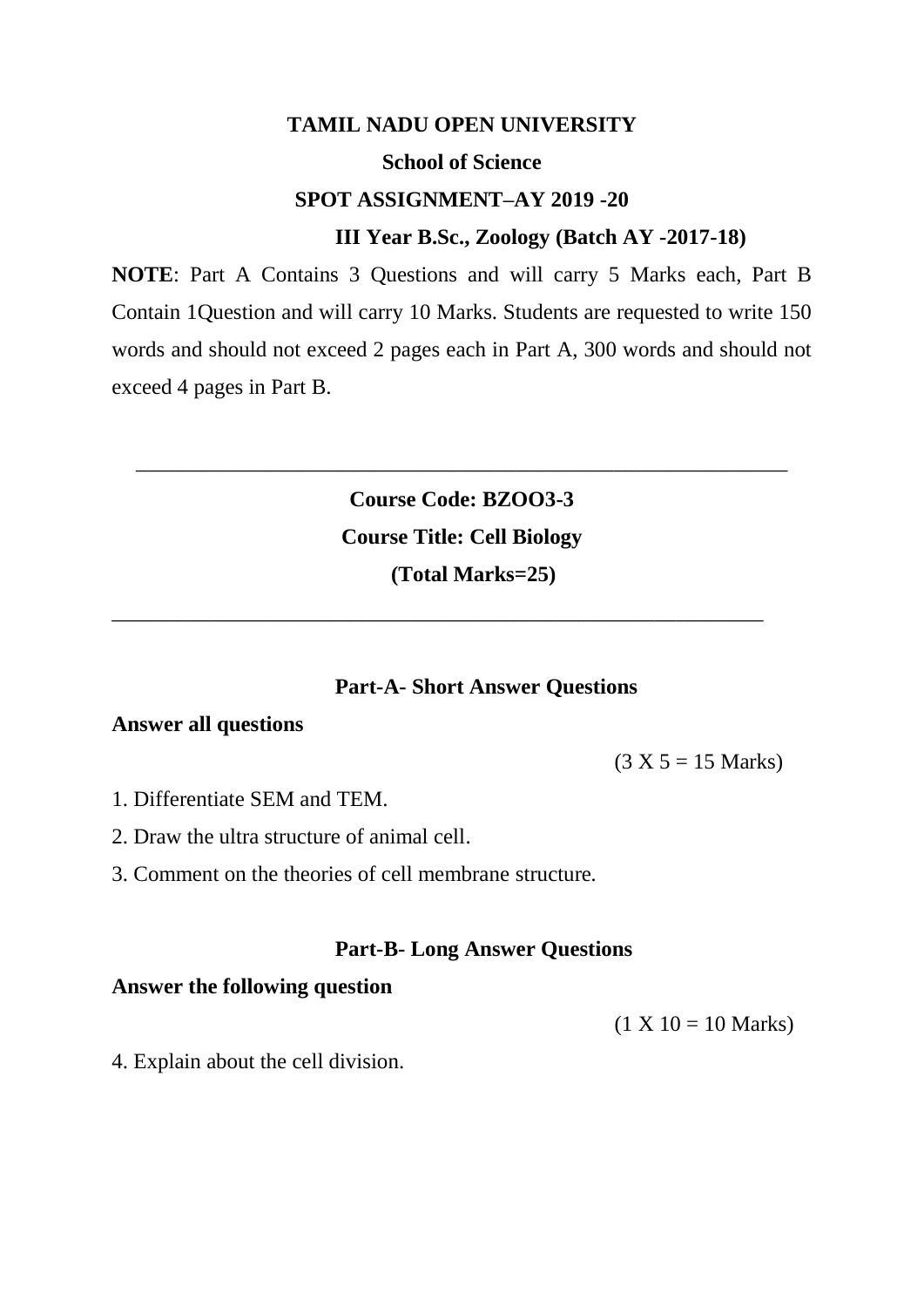**TAMIL NADU OPEN UNIVERSITY**

**School of Science**

**SPOT ASSIGNMENT–AY 2019 -20**

**III Year B.Sc., Zoology (Batch AY -2017-18)**

**NOTE**: Part A Contains 3 Questions and will carry 5 Marks each, Part B Contain 1Question and will carry 10 Marks. Students are requested to write 150 words and should not exceed 2 pages each in Part A, 300 words and should not exceed 4 pages in Part B.

---

**Course Code: BZOO3-3**

**Course Title: Cell Biology**

**(Total Marks=25)**

---

**Part-A- Short Answer Questions**

**Answer all questions**

(3 X 5 = 15 Marks)

1. Differentiate SEM and TEM.
2. Draw the ultra structure of animal cell.
3. Comment on the theories of cell membrane structure.

**Part-B- Long Answer Questions**

**Answer the following question**

(1 X 10 = 10 Marks)

4. Explain about the cell division.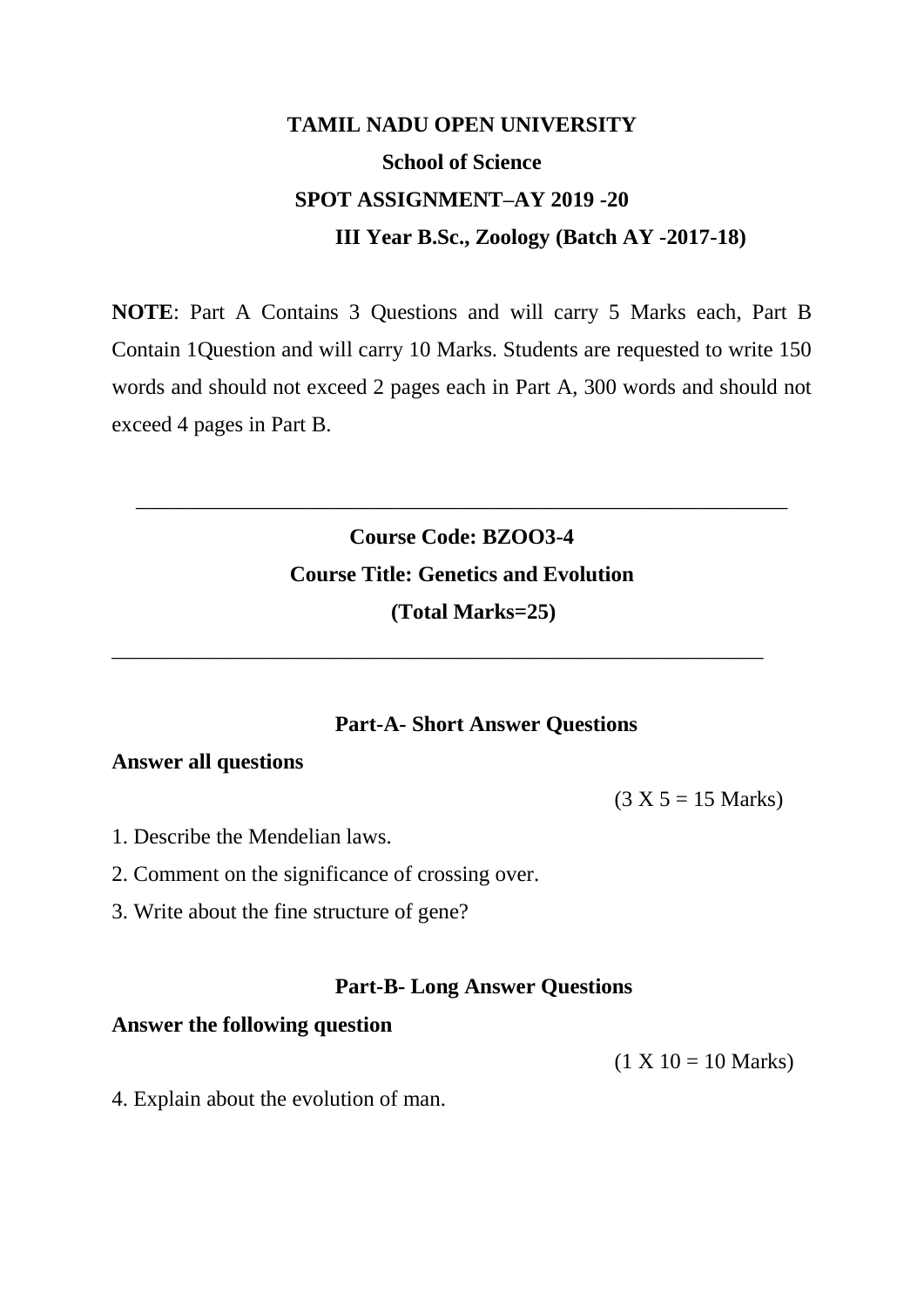# TAMIL NADU OPEN UNIVERSITY

## School of Science

## SPOT ASSIGNMENT–AY 2019 -20

### III Year B.Sc., Zoology (Batch AY -2017-18)

**NOTE**: Part A Contains 3 Questions and will carry 5 Marks each, Part B Contain 1Question and will carry 10 Marks. Students are requested to write 150 words and should not exceed 2 pages each in Part A, 300 words and should not exceed 4 pages in Part B.

---

**Course Code: BZOO3-4**

**Course Title: Genetics and Evolution**

**(Total Marks=25)**

---

### Part-A- Short Answer Questions

**Answer all questions**

(3 X 5 = 15 Marks)

1. Describe the Mendelian laws.
2. Comment on the significance of crossing over.
3. Write about the fine structure of gene?

### Part-B- Long Answer Questions

**Answer the following question**

(1 X 10 = 10 Marks)

4. Explain about the evolution of man.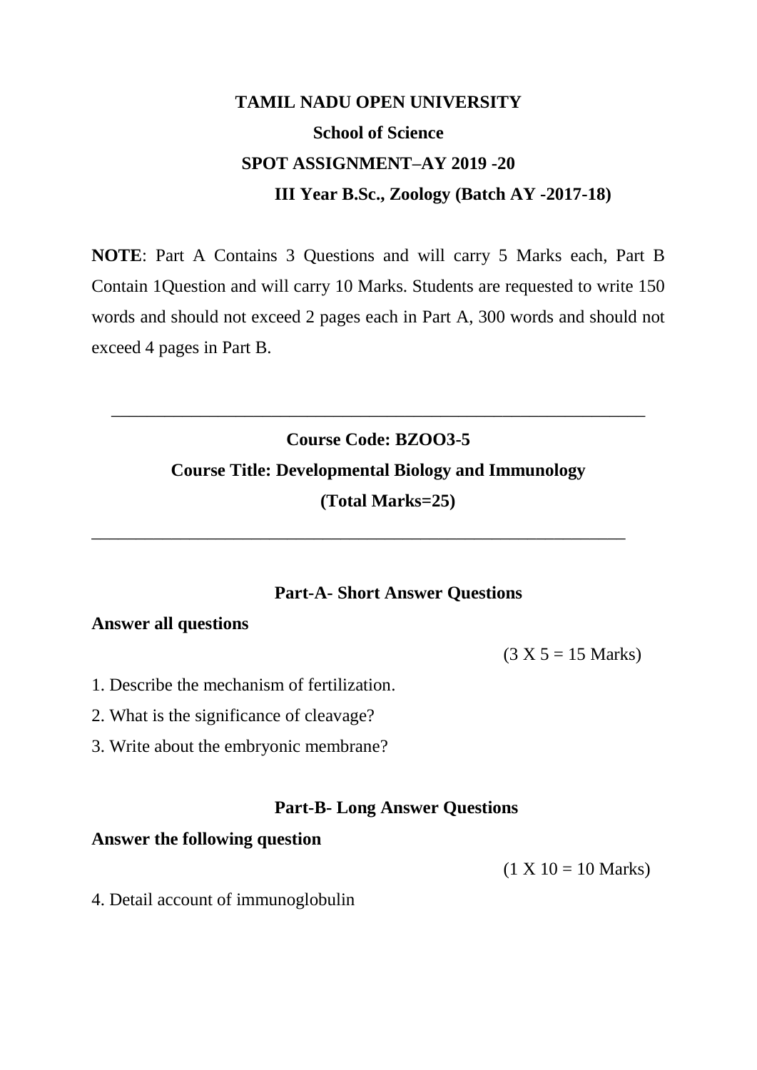**TAMIL NADU OPEN UNIVERSITY**

**School of Science**

**SPOT ASSIGNMENT–AY 2019 -20**

**III Year B.Sc., Zoology (Batch AY -2017-18)**

**NOTE**: Part A Contains 3 Questions and will carry 5 Marks each, Part B Contain 1Question and will carry 10 Marks. Students are requested to write 150 words and should not exceed 2 pages each in Part A, 300 words and should not exceed 4 pages in Part B.

---

**Course Code: BZOO3-5**

**Course Title: Developmental Biology and Immunology**

**(Total Marks=25)**

---

**Part-A- Short Answer Questions**

**Answer all questions**

(3 X 5 = 15 Marks)

1. Describe the mechanism of fertilization.
2. What is the significance of cleavage?
3. Write about the embryonic membrane?

**Part-B- Long Answer Questions**

**Answer the following question**

(1 X 10 = 10 Marks)

4. Detail account of immunoglobulin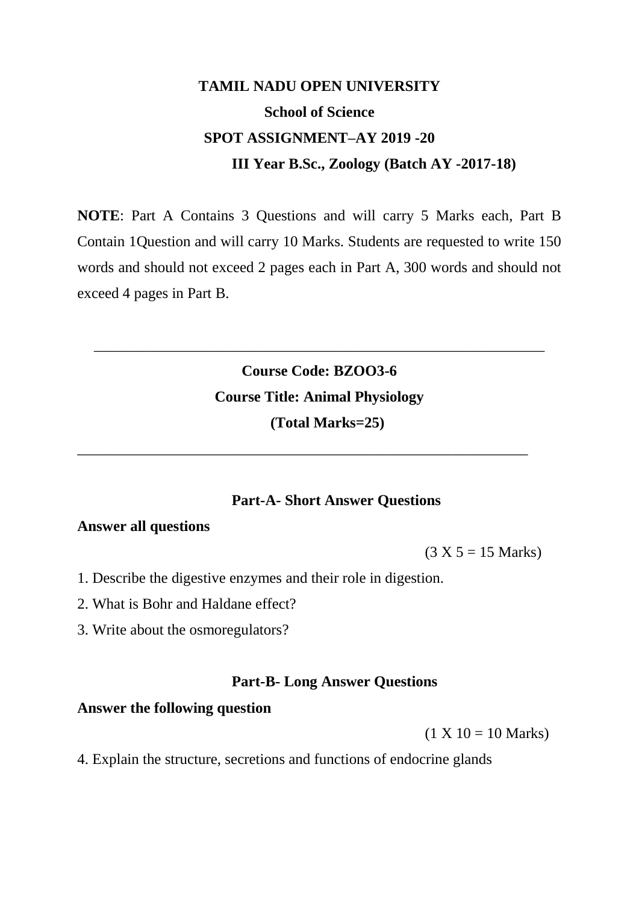**TAMIL NADU OPEN UNIVERSITY**

**School of Science**

**SPOT ASSIGNMENT–AY 2019 -20**

**III Year B.Sc., Zoology (Batch AY -2017-18)**

**NOTE**: Part A Contains 3 Questions and will carry 5 Marks each, Part B Contain 1Question and will carry 10 Marks. Students are requested to write 150 words and should not exceed 2 pages each in Part A, 300 words and should not exceed 4 pages in Part B.

---

**Course Code: BZOO3-6**

**Course Title: Animal Physiology**

**(Total Marks=25)**

---

**Part-A- Short Answer Questions**

**Answer all questions**

(3 X 5 = 15 Marks)

1. Describe the digestive enzymes and their role in digestion.
2. What is Bohr and Haldane effect?
3. Write about the osmoregulators?

**Part-B- Long Answer Questions**

**Answer the following question**

(1 X 10 = 10 Marks)

4. Explain the structure, secretions and functions of endocrine glands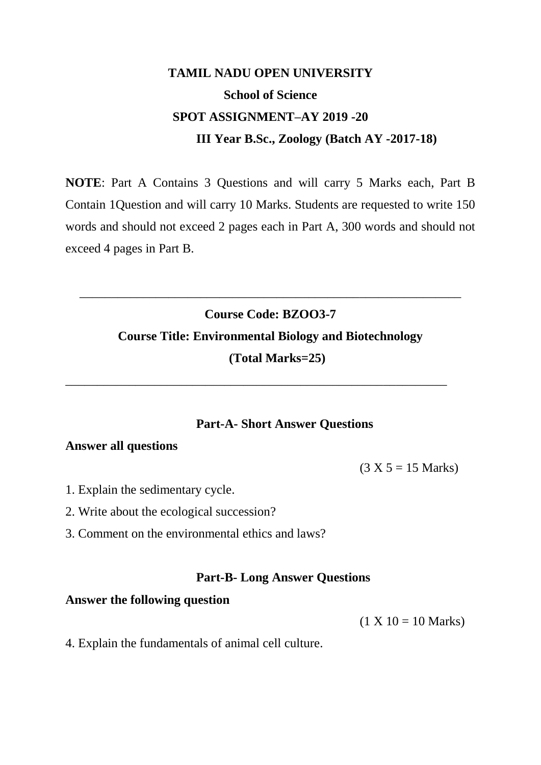# TAMIL NADU OPEN UNIVERSITY

## School of Science

## SPOT ASSIGNMENT–AY 2019 -20

### III Year B.Sc., Zoology (Batch AY -2017-18)

**NOTE**: Part A Contains 3 Questions and will carry 5 Marks each, Part B Contain 1Question and will carry 10 Marks. Students are requested to write 150 words and should not exceed 2 pages each in Part A, 300 words and should not exceed 4 pages in Part B.

---

**Course Code: BZOO3-7**

**Course Title: Environmental Biology and Biotechnology**

**(Total Marks=25)**

---

### Part-A- Short Answer Questions

**Answer all questions**

(3 X 5 = 15 Marks)

1. Explain the sedimentary cycle.
2. Write about the ecological succession?
3. Comment on the environmental ethics and laws?

### Part-B- Long Answer Questions

**Answer the following question**

(1 X 10 = 10 Marks)

4. Explain the fundamentals of animal cell culture.